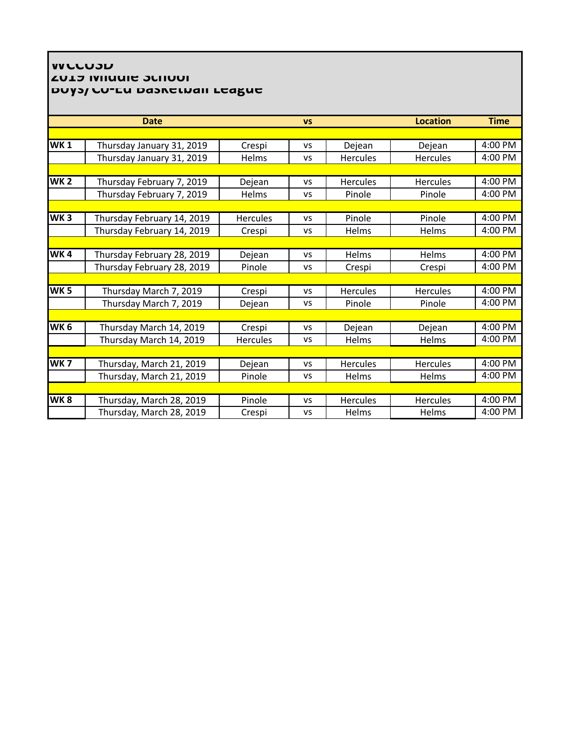# WCCUSD
## 2019 Middle School
## Boys/Co-Ed Basketball League

| | Date | | vs | | Location | Time |
|---|---|---|---|---|---|---|
| WK 1 | Thursday January 31, 2019 | Crespi | vs | Dejean | Dejean | 4:00 PM |
| | Thursday January 31, 2019 | Helms | vs | Hercules | Hercules | 4:00 PM |
| WK 2 | Thursday February 7, 2019 | Dejean | vs | Hercules | Hercules | 4:00 PM |
| | Thursday February 7, 2019 | Helms | vs | Pinole | Pinole | 4:00 PM |
| WK 3 | Thursday February 14, 2019 | Hercules | vs | Pinole | Pinole | 4:00 PM |
| | Thursday February 14, 2019 | Crespi | vs | Helms | Helms | 4:00 PM |
| WK 4 | Thursday February 28, 2019 | Dejean | vs | Helms | Helms | 4:00 PM |
| | Thursday February 28, 2019 | Pinole | vs | Crespi | Crespi | 4:00 PM |
| WK 5 | Thursday March 7, 2019 | Crespi | vs | Hercules | Hercules | 4:00 PM |
| | Thursday March 7, 2019 | Dejean | vs | Pinole | Pinole | 4:00 PM |
| WK 6 | Thursday March 14, 2019 | Crespi | vs | Dejean | Dejean | 4:00 PM |
| | Thursday March 14, 2019 | Hercules | vs | Helms | Helms | 4:00 PM |
| WK 7 | Thursday, March 21, 2019 | Dejean | vs | Hercules | Hercules | 4:00 PM |
| | Thursday, March 21, 2019 | Pinole | vs | Helms | Helms | 4:00 PM |
| WK 8 | Thursday, March 28, 2019 | Pinole | vs | Hercules | Hercules | 4:00 PM |
| | Thursday, March 28, 2019 | Crespi | vs | Helms | Helms | 4:00 PM |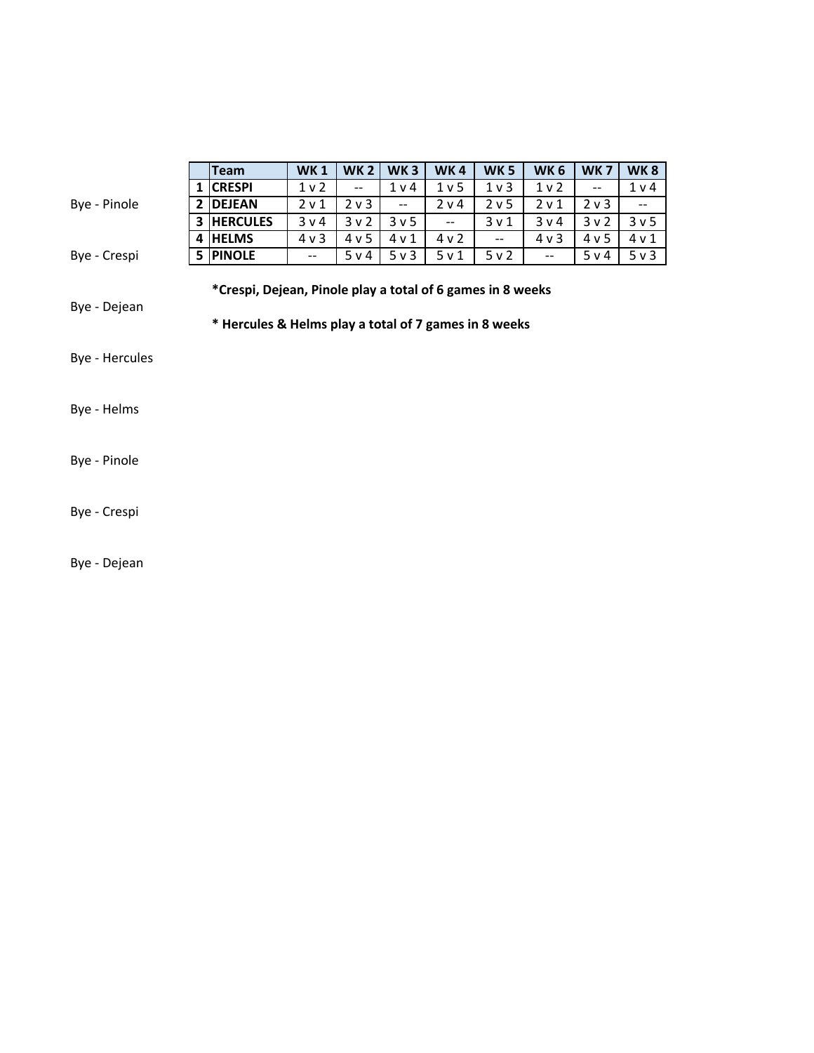| | Team | WK 1 | WK 2 | WK 3 | WK 4 | WK 5 | WK 6 | WK 7 | WK 8 |
|---|---|---|---|---|---|---|---|---|---|
| 1 | **CRESPI** | 1 v 2 | -- | 1 v 4 | 1 v 5 | 1 v 3 | 1 v 2 | -- | 1 v 4 |
| 2 | **DEJEAN** | 2 v 1 | 2 v 3 | -- | 2 v 4 | 2 v 5 | 2 v 1 | 2 v 3 | -- |
| 3 | **HERCULES** | 3 v 4 | 3 v 2 | 3 v 5 | -- | 3 v 1 | 3 v 4 | 3 v 2 | 3 v 5 |
| 4 | **HELMS** | 4 v 3 | 4 v 5 | 4 v 1 | 4 v 2 | -- | 4 v 3 | 4 v 5 | 4 v 1 |
| 5 | **PINOLE** | -- | 5 v 4 | 5 v 3 | 5 v 1 | 5 v 2 | -- | 5 v 4 | 5 v 3 |

**\*Crespi, Dejean, Pinole play a total of 6 games in 8 weeks**

**\* Hercules & Helms play a total of 7 games in 8 weeks**

Bye - Pinole

Bye - Crespi

Bye - Dejean

Bye - Hercules

Bye - Helms

Bye - Pinole

Bye - Crespi

Bye - Dejean